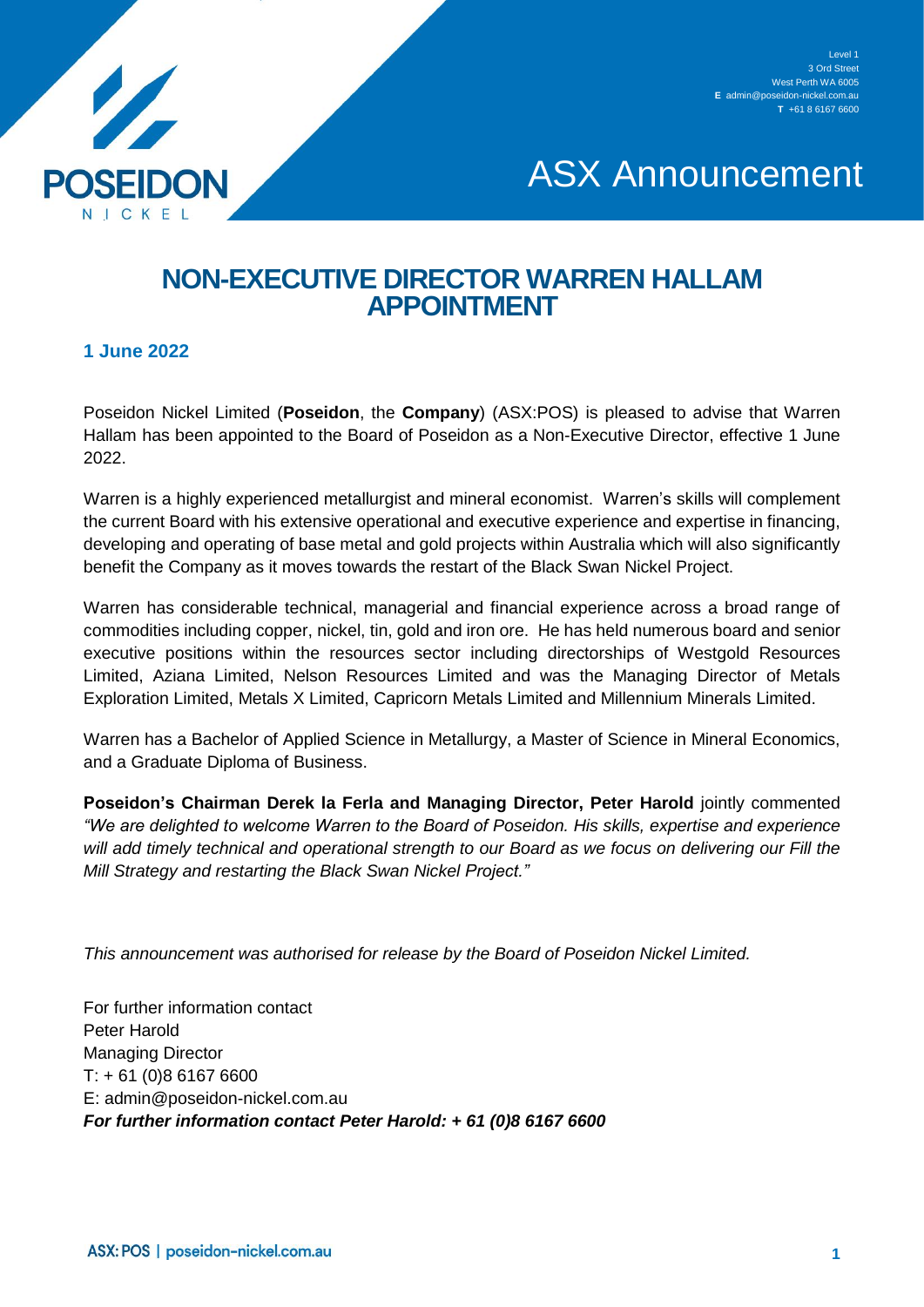Level 1
3 Ord Street
West Perth WA 6005
**E** admin@poseidon-nickel.com.au
**T** +61 8 6167 6600

POSEIDON NICKEL

ASX Announcement

# NON-EXECUTIVE DIRECTOR WARREN HALLAM APPOINTMENT

**1 June 2022**

Poseidon Nickel Limited (**Poseidon**, the **Company**) (ASX:POS) is pleased to advise that Warren Hallam has been appointed to the Board of Poseidon as a Non-Executive Director, effective 1 June 2022.

Warren is a highly experienced metallurgist and mineral economist. Warren's skills will complement the current Board with his extensive operational and executive experience and expertise in financing, developing and operating of base metal and gold projects within Australia which will also significantly benefit the Company as it moves towards the restart of the Black Swan Nickel Project.

Warren has considerable technical, managerial and financial experience across a broad range of commodities including copper, nickel, tin, gold and iron ore. He has held numerous board and senior executive positions within the resources sector including directorships of Westgold Resources Limited, Aziana Limited, Nelson Resources Limited and was the Managing Director of Metals Exploration Limited, Metals X Limited, Capricorn Metals Limited and Millennium Minerals Limited.

Warren has a Bachelor of Applied Science in Metallurgy, a Master of Science in Mineral Economics, and a Graduate Diploma of Business.

**Poseidon's Chairman Derek la Ferla and Managing Director, Peter Harold** jointly commented *"We are delighted to welcome Warren to the Board of Poseidon. His skills, expertise and experience will add timely technical and operational strength to our Board as we focus on delivering our Fill the Mill Strategy and restarting the Black Swan Nickel Project."*

*This announcement was authorised for release by the Board of Poseidon Nickel Limited.*

For further information contact
Peter Harold
Managing Director
T: + 61 (0)8 6167 6600
E: admin@poseidon-nickel.com.au
***For further information contact Peter Harold: + 61 (0)8 6167 6600***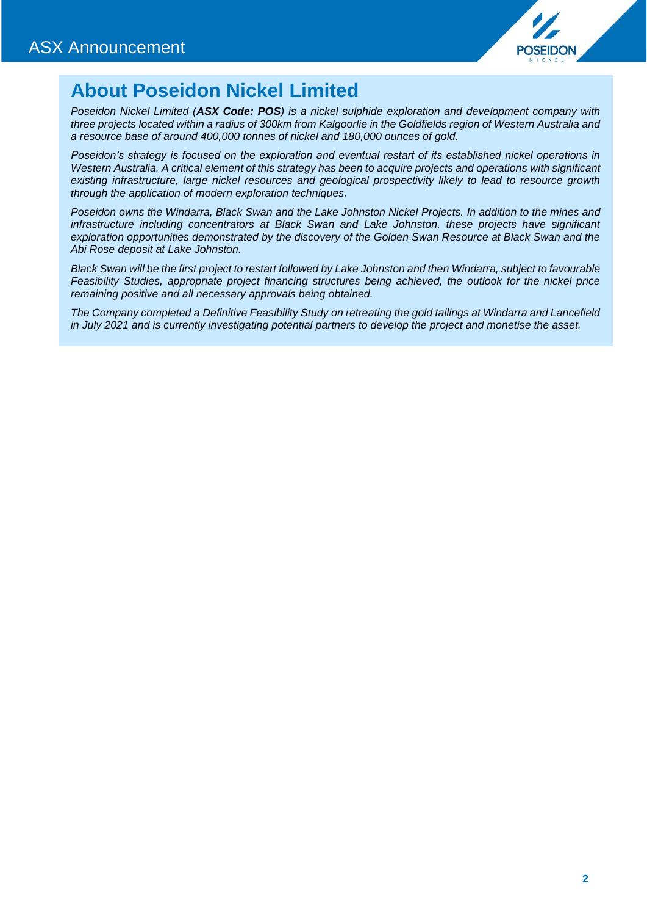## About Poseidon Nickel Limited

*Poseidon Nickel Limited (**ASX Code: POS**) is a nickel sulphide exploration and development company with three projects located within a radius of 300km from Kalgoorlie in the Goldfields region of Western Australia and a resource base of around 400,000 tonnes of nickel and 180,000 ounces of gold.*

*Poseidon's strategy is focused on the exploration and eventual restart of its established nickel operations in Western Australia. A critical element of this strategy has been to acquire projects and operations with significant existing infrastructure, large nickel resources and geological prospectivity likely to lead to resource growth through the application of modern exploration techniques.*

*Poseidon owns the Windarra, Black Swan and the Lake Johnston Nickel Projects. In addition to the mines and infrastructure including concentrators at Black Swan and Lake Johnston, these projects have significant exploration opportunities demonstrated by the discovery of the Golden Swan Resource at Black Swan and the Abi Rose deposit at Lake Johnston.*

*Black Swan will be the first project to restart followed by Lake Johnston and then Windarra, subject to favourable Feasibility Studies, appropriate project financing structures being achieved, the outlook for the nickel price remaining positive and all necessary approvals being obtained.*

*The Company completed a Definitive Feasibility Study on retreating the gold tailings at Windarra and Lancefield in July 2021 and is currently investigating potential partners to develop the project and monetise the asset.*